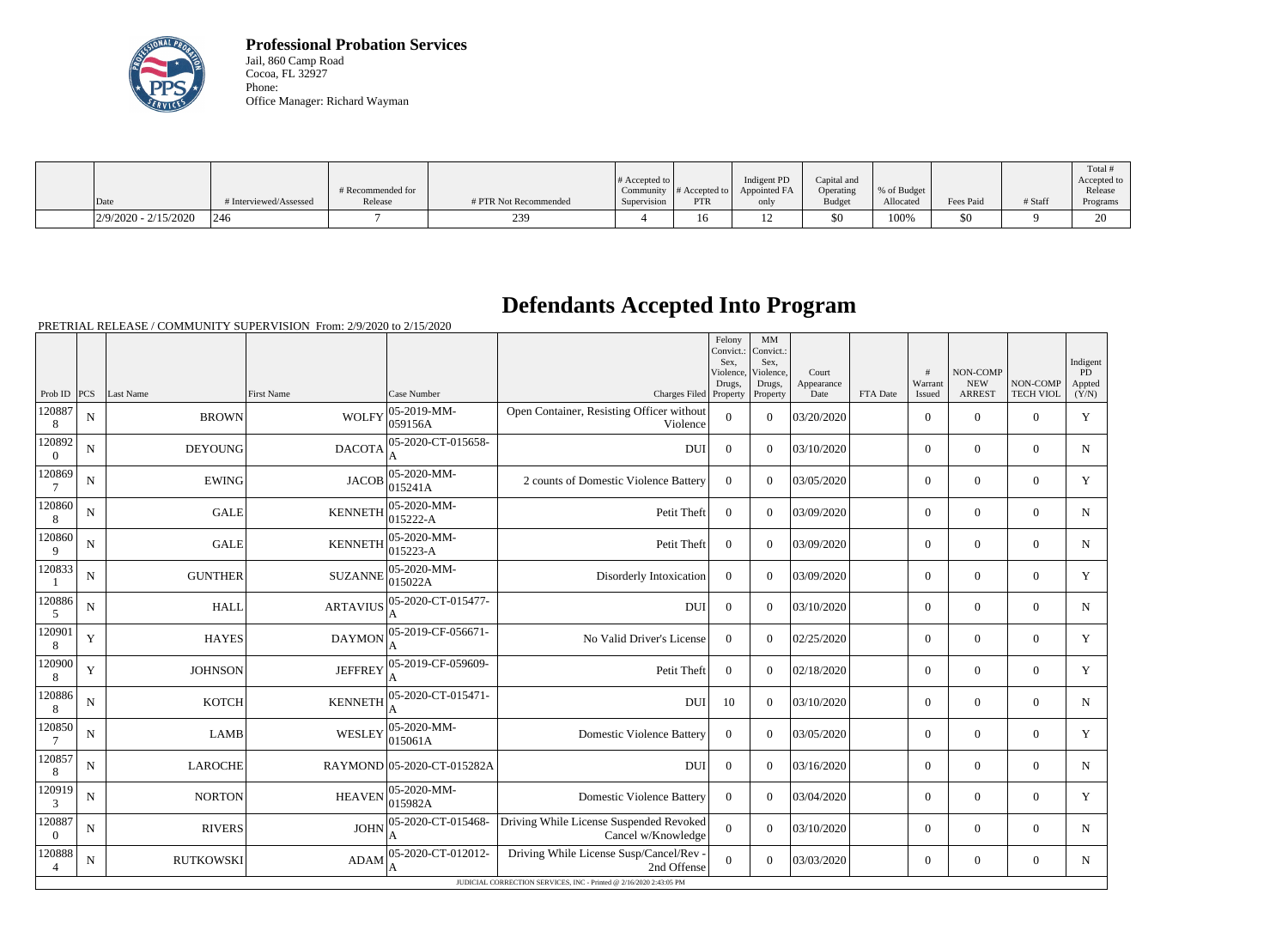**Professional Probation Services**
Jail, 860 Camp Road
Cocoa, FL 32927
Phone:
Office Manager: Richard Wayman

| Date | # Interviewed/Assessed | # Recommended for Release | # PTR Not Recommended | # Accepted to Community Supervision | # Accepted to PTR | Indigent PD Appointed FA only | Capital and Operating Budget | % of Budget Allocated | Fees Paid | # Staff | Total # Accepted to Release Programs |
|---|---|---|---|---|---|---|---|---|---|---|---|
| 2/9/2020 - 2/15/2020 | 246 | 7 | 239 | 4 | 16 | 12 | $0 | 100% | $0 | 9 | 20 |

# Defendants Accepted Into Program

PRETRIAL RELEASE / COMMUNITY SUPERVISION From: 2/9/2020 to 2/15/2020

| Prob ID | PCS | Last Name | First Name | Case Number | Charges Filed | Felony Convict.: Sex, Violence, Drugs, Property | MM Convict.: Sex, Violence, Drugs, Property | Court Appearance Date | FTA Date | # Warrant Issued | NON-COMP NEW ARREST | NON-COMP TECH VIOL | Indigent PD Appted (Y/N) |
|---|---|---|---|---|---|---|---|---|---|---|---|---|---|
| 1208878 | N | BROWN | WOLFY | 05-2019-MM-059156A | Open Container, Resisting Officer without Violence | 0 | 0 | 03/20/2020 | | 0 | 0 | 0 | Y |
| 1208920 | N | DEYOUNG | DACOTA | 05-2020-CT-015658-A | DUI | 0 | 0 | 03/10/2020 | | 0 | 0 | 0 | N |
| 1208697 | N | EWING | JACOB | 05-2020-MM-015241A | 2 counts of Domestic Violence Battery | 0 | 0 | 03/05/2020 | | 0 | 0 | 0 | Y |
| 1208608 | N | GALE | KENNETH | 05-2020-MM-015222-A | Petit Theft | 0 | 0 | 03/09/2020 | | 0 | 0 | 0 | N |
| 1208609 | N | GALE | KENNETH | 05-2020-MM-015223-A | Petit Theft | 0 | 0 | 03/09/2020 | | 0 | 0 | 0 | N |
| 1208331 | N | GUNTHER | SUZANNE | 05-2020-MM-015022A | Disorderly Intoxication | 0 | 0 | 03/09/2020 | | 0 | 0 | 0 | Y |
| 1208865 | N | HALL | ARTAVIUS | 05-2020-CT-015477-A | DUI | 0 | 0 | 03/10/2020 | | 0 | 0 | 0 | N |
| 1209018 | Y | HAYES | DAYMON | 05-2019-CF-056671-A | No Valid Driver's License | 0 | 0 | 02/25/2020 | | 0 | 0 | 0 | Y |
| 1209008 | Y | JOHNSON | JEFFREY | 05-2019-CF-059609-A | Petit Theft | 0 | 0 | 02/18/2020 | | 0 | 0 | 0 | Y |
| 1208868 | N | KOTCH | KENNETH | 05-2020-CT-015471-A | DUI | 10 | 0 | 03/10/2020 | | 0 | 0 | 0 | N |
| 1208507 | N | LAMB | WESLEY | 05-2020-MM-015061A | Domestic Violence Battery | 0 | 0 | 03/05/2020 | | 0 | 0 | 0 | Y |
| 1208578 | N | LAROCHE | RAYMOND | 05-2020-CT-015282A | DUI | 0 | 0 | 03/16/2020 | | 0 | 0 | 0 | N |
| 1209193 | N | NORTON | HEAVEN | 05-2020-MM-015982A | Domestic Violence Battery | 0 | 0 | 03/04/2020 | | 0 | 0 | 0 | Y |
| 1208870 | N | RIVERS | JOHN | 05-2020-CT-015468-A | Driving While License Suspended Revoked Cancel w/Knowledge | 0 | 0 | 03/10/2020 | | 0 | 0 | 0 | N |
| 1208884 | N | RUTKOWSKI | ADAM | 05-2020-CT-012012-A | Driving While License Susp/Cancel/Rev - 2nd Offense | 0 | 0 | 03/03/2020 | | 0 | 0 | 0 | N |

JUDICIAL CORRECTION SERVICES, INC - Printed @ 2/16/2020 2:43:05 PM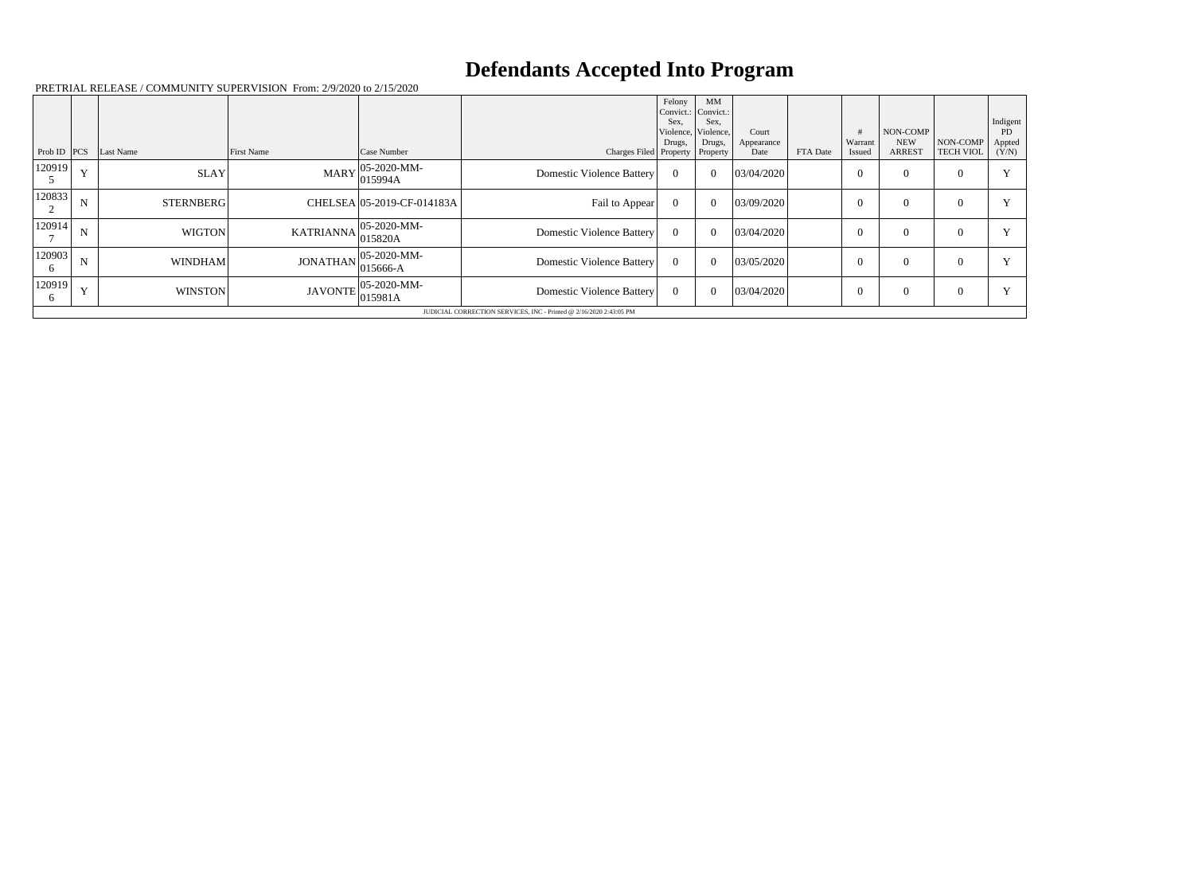# Defendants Accepted Into Program

PRETRIAL RELEASE / COMMUNITY SUPERVISION From: 2/9/2020 to 2/15/2020

| Prob ID | PCS | Last Name | First Name | Case Number | Charges Filed | Felony Convict.: Sex, Violence, Drugs, Property | MM Convict.: Sex, Violence, Drugs, Property | Court Appearance Date | FTA Date | # Warrant Issued | NON-COMP NEW ARREST | NON-COMP TECH VIOL | Indigent PD Appted (Y/N) |
|---|---|---|---|---|---|---|---|---|---|---|---|---|---|
| 1209195 | Y | SLAY | MARY | 05-2020-MM-015994A | Domestic Violence Battery | 0 | 0 | 03/04/2020 | | 0 | 0 | 0 | Y |
| 1208332 | N | STERNBERG | CHELSEA | 05-2019-CF-014183A | Fail to Appear | 0 | 0 | 03/09/2020 | | 0 | 0 | 0 | Y |
| 1209147 | N | WIGTON | KATRIANNA | 05-2020-MM-015820A | Domestic Violence Battery | 0 | 0 | 03/04/2020 | | 0 | 0 | 0 | Y |
| 1209036 | N | WINDHAM | JONATHAN | 05-2020-MM-015666-A | Domestic Violence Battery | 0 | 0 | 03/05/2020 | | 0 | 0 | 0 | Y |
| 1209196 | Y | WINSTON | JAVONTE | 05-2020-MM-015981A | Domestic Violence Battery | 0 | 0 | 03/04/2020 | | 0 | 0 | 0 | Y |

JUDICIAL CORRECTION SERVICES, INC - Printed @ 2/16/2020 2:43:05 PM